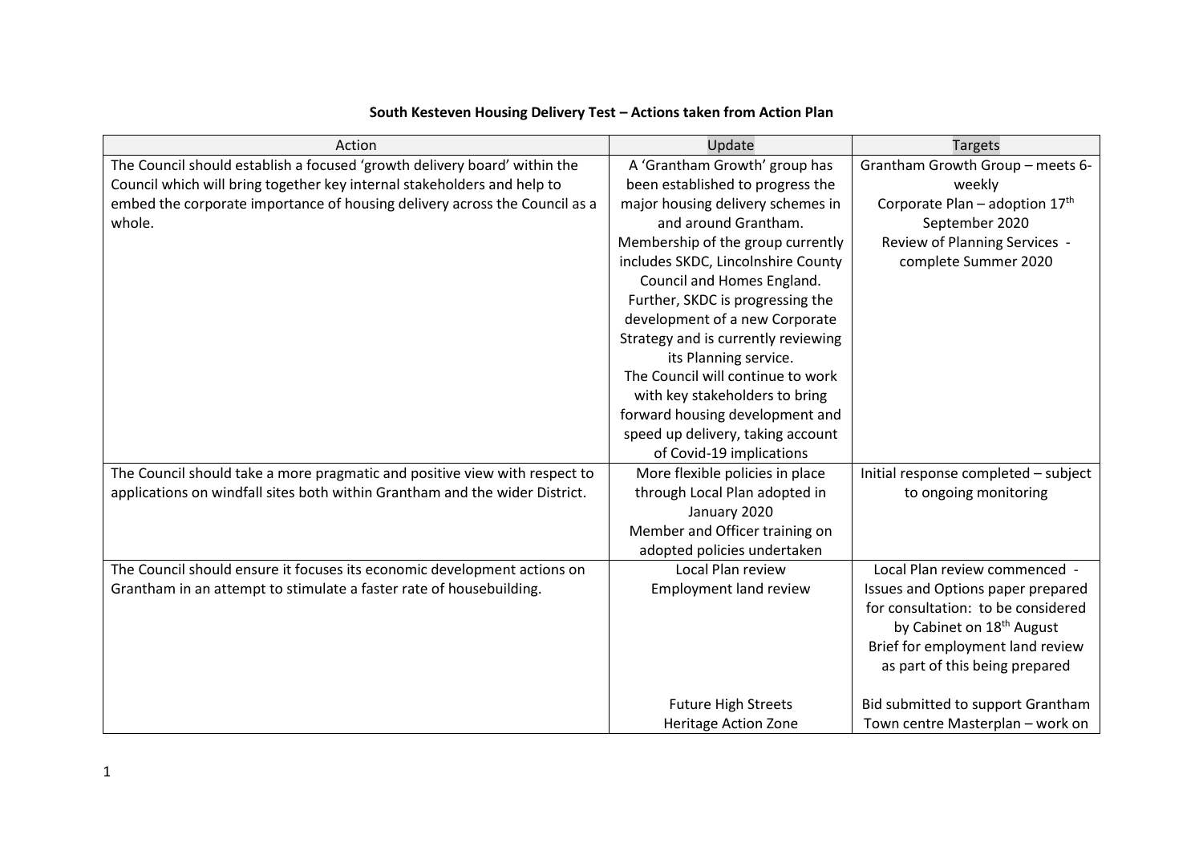**South Kesteven Housing Delivery Test – Actions taken from Action Plan**

| Action | Update | Targets |
|---|---|---|
| The Council should establish a focused 'growth delivery board' within the Council which will bring together key internal stakeholders and help to embed the corporate importance of housing delivery across the Council as a whole. | A 'Grantham Growth' group has been established to progress the major housing delivery schemes in and around Grantham. Membership of the group currently includes SKDC, Lincolnshire County Council and Homes England. Further, SKDC is progressing the development of a new Corporate Strategy and is currently reviewing its Planning service. The Council will continue to work with key stakeholders to bring forward housing development and speed up delivery, taking account of Covid-19 implications | Grantham Growth Group – meets 6-weekly<br>Corporate Plan – adoption 17th September 2020<br>Review of Planning Services - complete Summer 2020 |
| The Council should take a more pragmatic and positive view with respect to applications on windfall sites both within Grantham and the wider District. | More flexible policies in place through Local Plan adopted in January 2020<br>Member and Officer training on adopted policies undertaken | Initial response completed – subject to ongoing monitoring |
| The Council should ensure it focuses its economic development actions on Grantham in an attempt to stimulate a faster rate of housebuilding. | Local Plan review<br>Employment land review | Local Plan review commenced - Issues and Options paper prepared for consultation: to be considered by Cabinet on 18th August<br>Brief for employment land review as part of this being prepared |
| | Future High Streets<br>Heritage Action Zone | Bid submitted to support Grantham Town centre Masterplan – work on |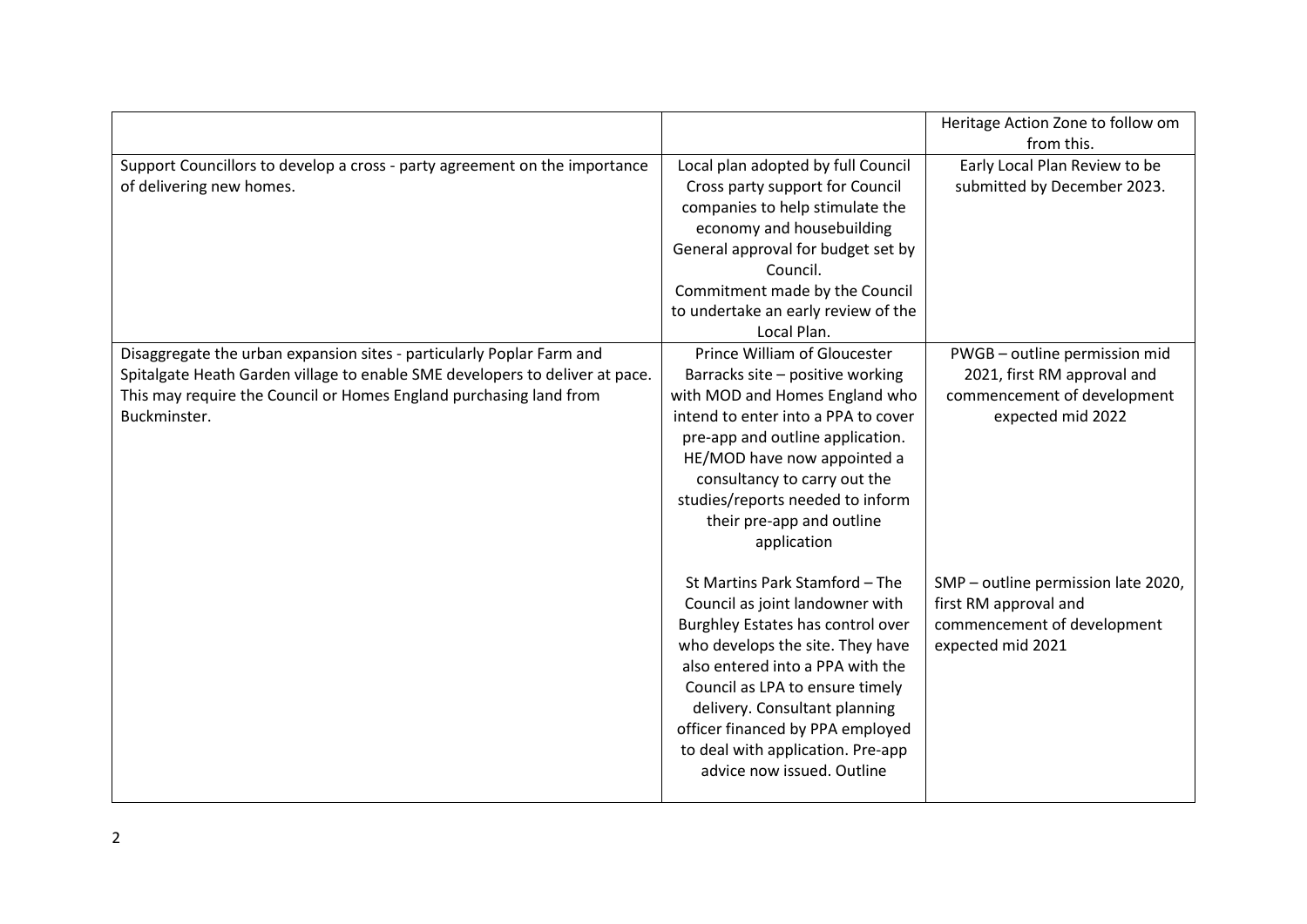| | | |
|---|---|---|
| | | Heritage Action Zone to follow om from this. |
| Support Councillors to develop a cross - party agreement on the importance of delivering new homes. | Local plan adopted by full Council<br>Cross party support for Council companies to help stimulate the economy and housebuilding<br>General approval for budget set by Council.<br>Commitment made by the Council to undertake an early review of the Local Plan. | Early Local Plan Review to be submitted by December 2023. |
| Disaggregate the urban expansion sites - particularly Poplar Farm and Spitalgate Heath Garden village to enable SME developers to deliver at pace. This may require the Council or Homes England purchasing land from Buckminster. | Prince William of Gloucester Barracks site – positive working with MOD and Homes England who intend to enter into a PPA to cover pre-app and outline application. HE/MOD have now appointed a consultancy to carry out the studies/reports needed to inform their pre-app and outline application<br><br>St Martins Park Stamford – The Council as joint landowner with Burghley Estates has control over who develops the site. They have also entered into a PPA with the Council as LPA to ensure timely delivery. Consultant planning officer financed by PPA employed to deal with application. Pre-app advice now issued. Outline | PWGB – outline permission mid 2021, first RM approval and commencement of development expected mid 2022<br><br>SMP – outline permission late 2020, first RM approval and commencement of development expected mid 2021 |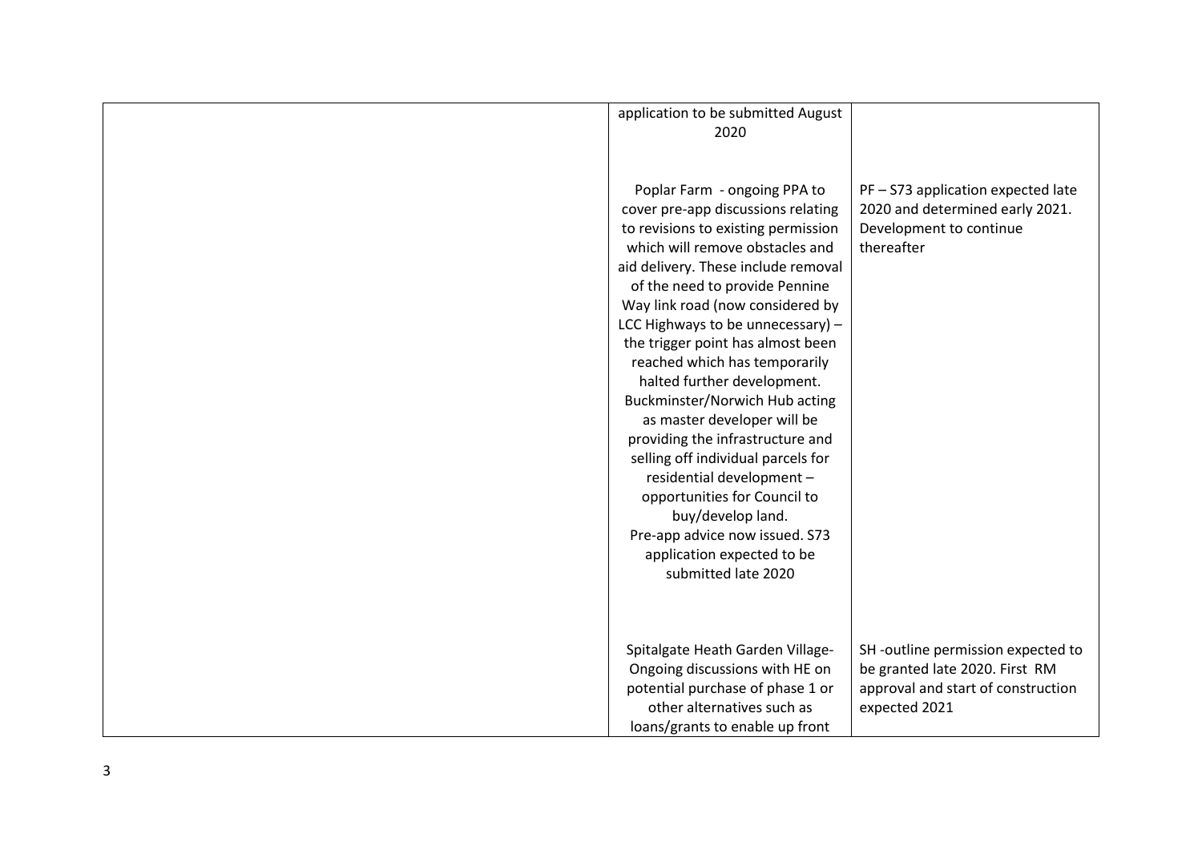| | | |
|---|---|---|
| | application to be submitted August 2020<br><br>Poplar Farm - ongoing PPA to cover pre-app discussions relating to revisions to existing permission which will remove obstacles and aid delivery. These include removal of the need to provide Pennine Way link road (now considered by LCC Highways to be unnecessary) – the trigger point has almost been reached which has temporarily halted further development. Buckminster/Norwich Hub acting as master developer will be providing the infrastructure and selling off individual parcels for residential development – opportunities for Council to buy/develop land.<br>Pre-app advice now issued. S73 application expected to be submitted late 2020<br><br>Spitalgate Heath Garden Village- Ongoing discussions with HE on potential purchase of phase 1 or other alternatives such as loans/grants to enable up front | <br><br><br>PF – S73 application expected late 2020 and determined early 2021. Development to continue thereafter<br><br>SH -outline permission expected to be granted late 2020. First RM approval and start of construction expected 2021 |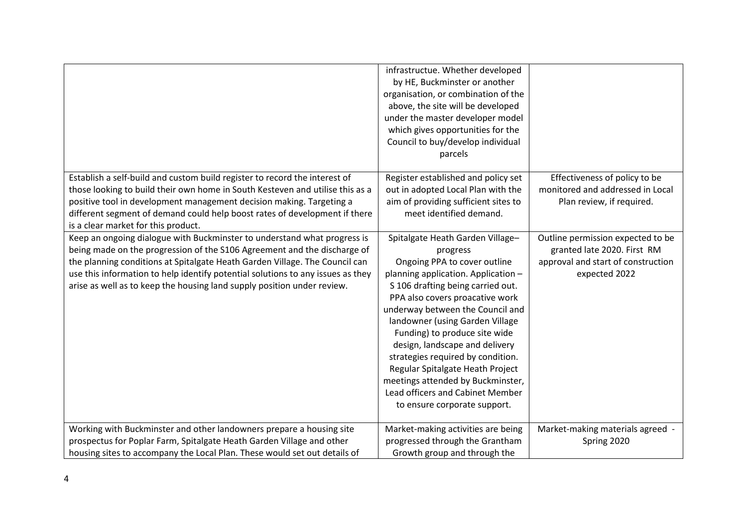| | | |
|---|---|---|
| | infrastructue. Whether developed by HE, Buckminster or another organisation, or combination of the above, the site will be developed under the master developer model which gives opportunities for the Council to buy/develop individual parcels | |
| Establish a self-build and custom build register to record the interest of those looking to build their own home in South Kesteven and utilise this as a positive tool in development management decision making. Targeting a different segment of demand could help boost rates of development if there is a clear market for this product. | Register established and policy set out in adopted Local Plan with the aim of providing sufficient sites to meet identified demand. | Effectiveness of policy to be monitored and addressed in Local Plan review, if required. |
| Keep an ongoing dialogue with Buckminster to understand what progress is being made on the progression of the S106 Agreement and the discharge of the planning conditions at Spitalgate Heath Garden Village. The Council can use this information to help identify potential solutions to any issues as they arise as well as to keep the housing land supply position under review. | Spitalgate Heath Garden Village– progress<br>Ongoing PPA to cover outline planning application. Application – S 106 drafting being carried out. PPA also covers proacative work underway between the Council and landowner (using Garden Village Funding) to produce site wide design, landscape and delivery strategies required by condition. Regular Spitalgate Heath Project meetings attended by Buckminster, Lead officers and Cabinet Member to ensure corporate support. | Outline permission expected to be granted late 2020. First RM approval and start of construction expected 2022 |
| Working with Buckminster and other landowners prepare a housing site prospectus for Poplar Farm, Spitalgate Heath Garden Village and other housing sites to accompany the Local Plan. These would set out details of | Market-making activities are being progressed through the Grantham Growth group and through the | Market-making materials agreed - Spring 2020 |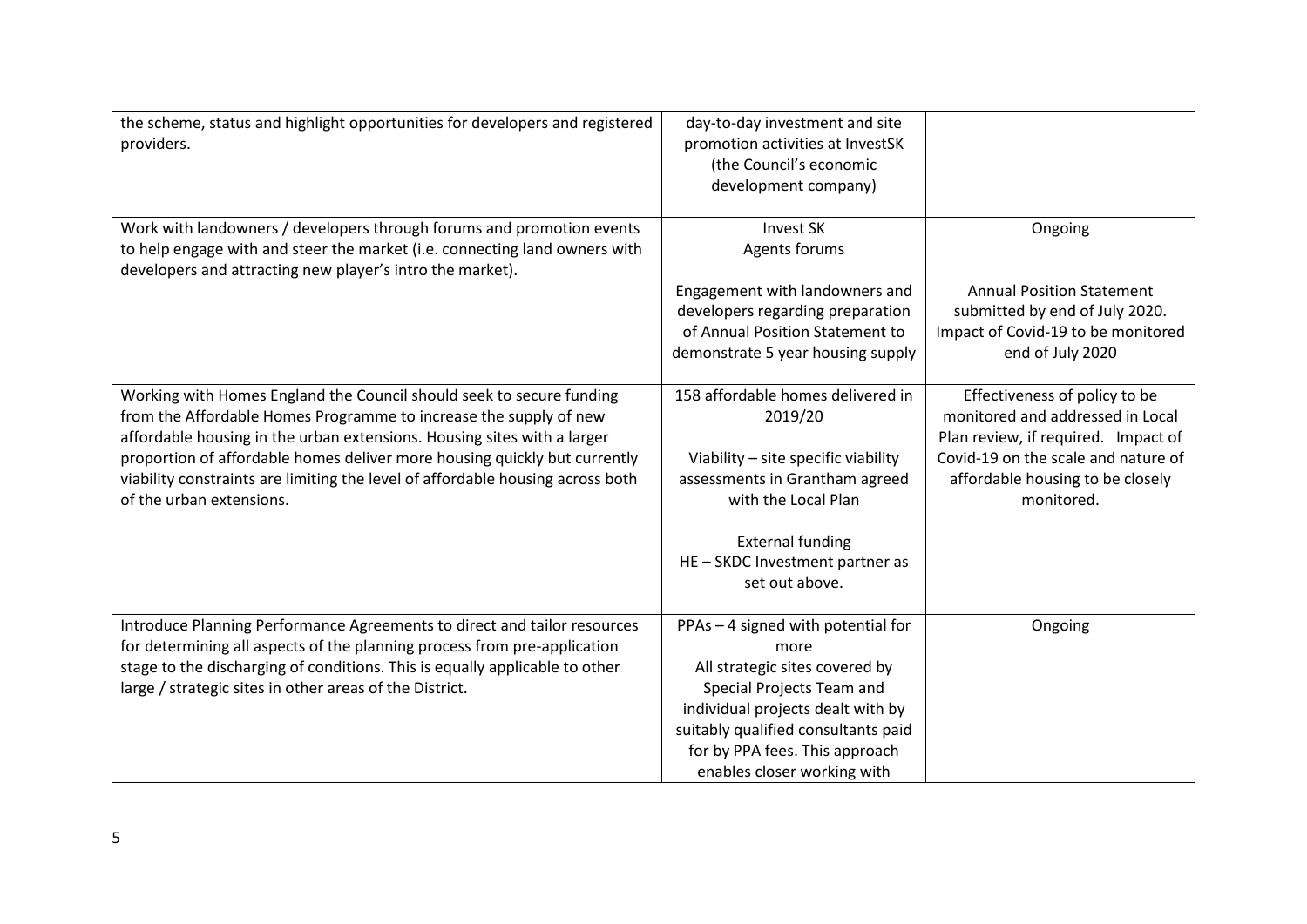| | | |
|---|---|---|
| the scheme, status and highlight opportunities for developers and registered providers. | day-to-day investment and site promotion activities at InvestSK (the Council's economic development company) | |
| Work with landowners / developers through forums and promotion events to help engage with and steer the market (i.e. connecting land owners with developers and attracting new player's intro the market). | Invest SK<br>Agents forums<br><br>Engagement with landowners and developers regarding preparation of Annual Position Statement to demonstrate 5 year housing supply | Ongoing<br><br>Annual Position Statement submitted by end of July 2020. Impact of Covid-19 to be monitored end of July 2020 |
| Working with Homes England the Council should seek to secure funding from the Affordable Homes Programme to increase the supply of new affordable housing in the urban extensions. Housing sites with a larger proportion of affordable homes deliver more housing quickly but currently viability constraints are limiting the level of affordable housing across both of the urban extensions. | 158 affordable homes delivered in 2019/20<br><br>Viability – site specific viability assessments in Grantham agreed with the Local Plan<br><br>External funding<br>HE – SKDC Investment partner as set out above. | Effectiveness of policy to be monitored and addressed in Local Plan review, if required. Impact of Covid-19 on the scale and nature of affordable housing to be closely monitored. |
| Introduce Planning Performance Agreements to direct and tailor resources for determining all aspects of the planning process from pre-application stage to the discharging of conditions. This is equally applicable to other large / strategic sites in other areas of the District. | PPAs – 4 signed with potential for more<br>All strategic sites covered by Special Projects Team and individual projects dealt with by suitably qualified consultants paid for by PPA fees. This approach enables closer working with | Ongoing |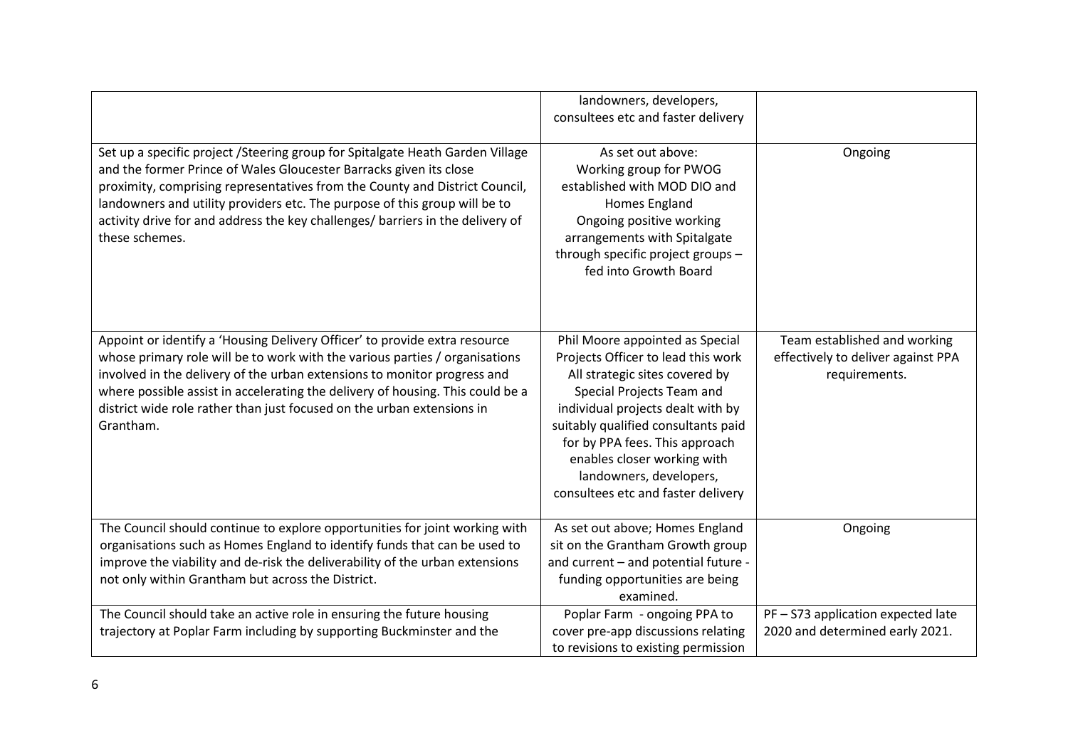| | | |
|---|---|---|
| | landowners, developers, consultees etc and faster delivery | |
| Set up a specific project /Steering group for Spitalgate Heath Garden Village and the former Prince of Wales Gloucester Barracks given its close proximity, comprising representatives from the County and District Council, landowners and utility providers etc. The purpose of this group will be to activity drive for and address the key challenges/ barriers in the delivery of these schemes. | As set out above:<br>Working group for PWOG established with MOD DIO and Homes England<br>Ongoing positive working arrangements with Spitalgate through specific project groups – fed into Growth Board | Ongoing |
| Appoint or identify a 'Housing Delivery Officer' to provide extra resource whose primary role will be to work with the various parties / organisations involved in the delivery of the urban extensions to monitor progress and where possible assist in accelerating the delivery of housing. This could be a district wide role rather than just focused on the urban extensions in Grantham. | Phil Moore appointed as Special Projects Officer to lead this work<br>All strategic sites covered by Special Projects Team and individual projects dealt with by suitably qualified consultants paid for by PPA fees. This approach enables closer working with landowners, developers, consultees etc and faster delivery | Team established and working effectively to deliver against PPA requirements. |
| The Council should continue to explore opportunities for joint working with organisations such as Homes England to identify funds that can be used to improve the viability and de-risk the deliverability of the urban extensions not only within Grantham but across the District. | As set out above; Homes England sit on the Grantham Growth group and current – and potential future - funding opportunities are being examined. | Ongoing |
| The Council should take an active role in ensuring the future housing trajectory at Poplar Farm including by supporting Buckminster and the | Poplar Farm - ongoing PPA to cover pre-app discussions relating to revisions to existing permission | PF – S73 application expected late 2020 and determined early 2021. |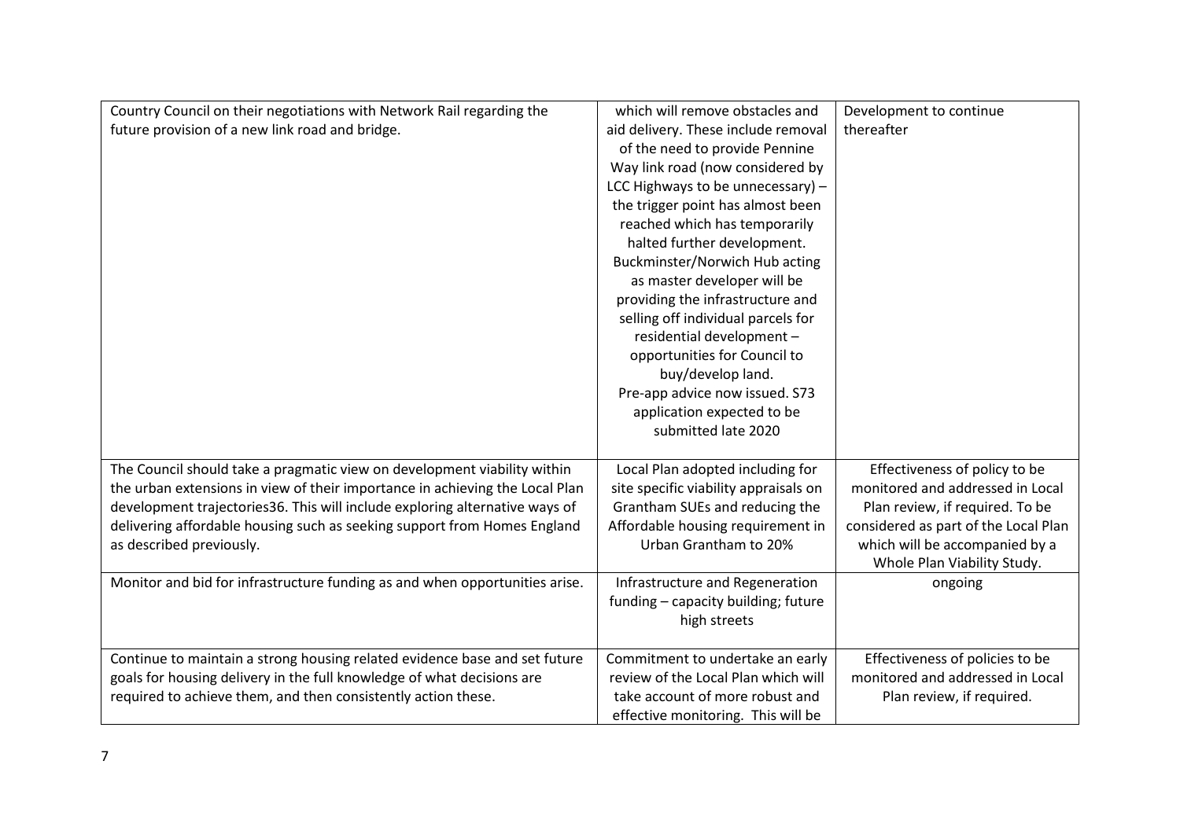| | | |
|---|---|---|
| Country Council on their negotiations with Network Rail regarding the future provision of a new link road and bridge. | which will remove obstacles and aid delivery. These include removal of the need to provide Pennine Way link road (now considered by LCC Highways to be unnecessary) – the trigger point has almost been reached which has temporarily halted further development. Buckminster/Norwich Hub acting as master developer will be providing the infrastructure and selling off individual parcels for residential development – opportunities for Council to buy/develop land. Pre-app advice now issued. S73 application expected to be submitted late 2020 | Development to continue thereafter |
| The Council should take a pragmatic view on development viability within the urban extensions in view of their importance in achieving the Local Plan development trajectories36. This will include exploring alternative ways of delivering affordable housing such as seeking support from Homes England as described previously. | Local Plan adopted including for site specific viability appraisals on Grantham SUEs and reducing the Affordable housing requirement in Urban Grantham to 20% | Effectiveness of policy to be monitored and addressed in Local Plan review, if required. To be considered as part of the Local Plan which will be accompanied by a Whole Plan Viability Study. |
| Monitor and bid for infrastructure funding as and when opportunities arise. | Infrastructure and Regeneration funding – capacity building; future high streets | ongoing |
| Continue to maintain a strong housing related evidence base and set future goals for housing delivery in the full knowledge of what decisions are required to achieve them, and then consistently action these. | Commitment to undertake an early review of the Local Plan which will take account of more robust and effective monitoring. This will be | Effectiveness of policies to be monitored and addressed in Local Plan review, if required. |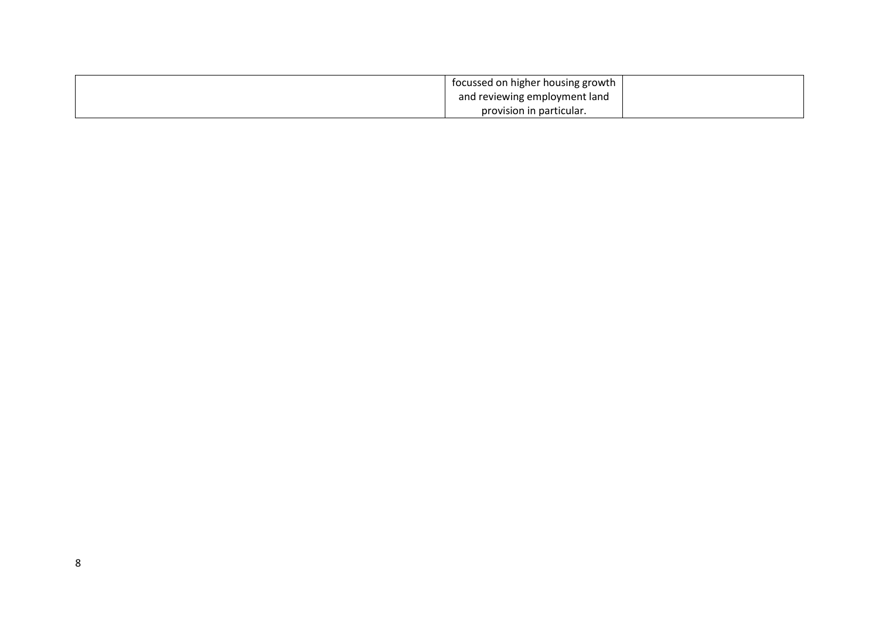| | | |
|---|---|---|
| | focussed on higher housing growth and reviewing employment land provision in particular. | |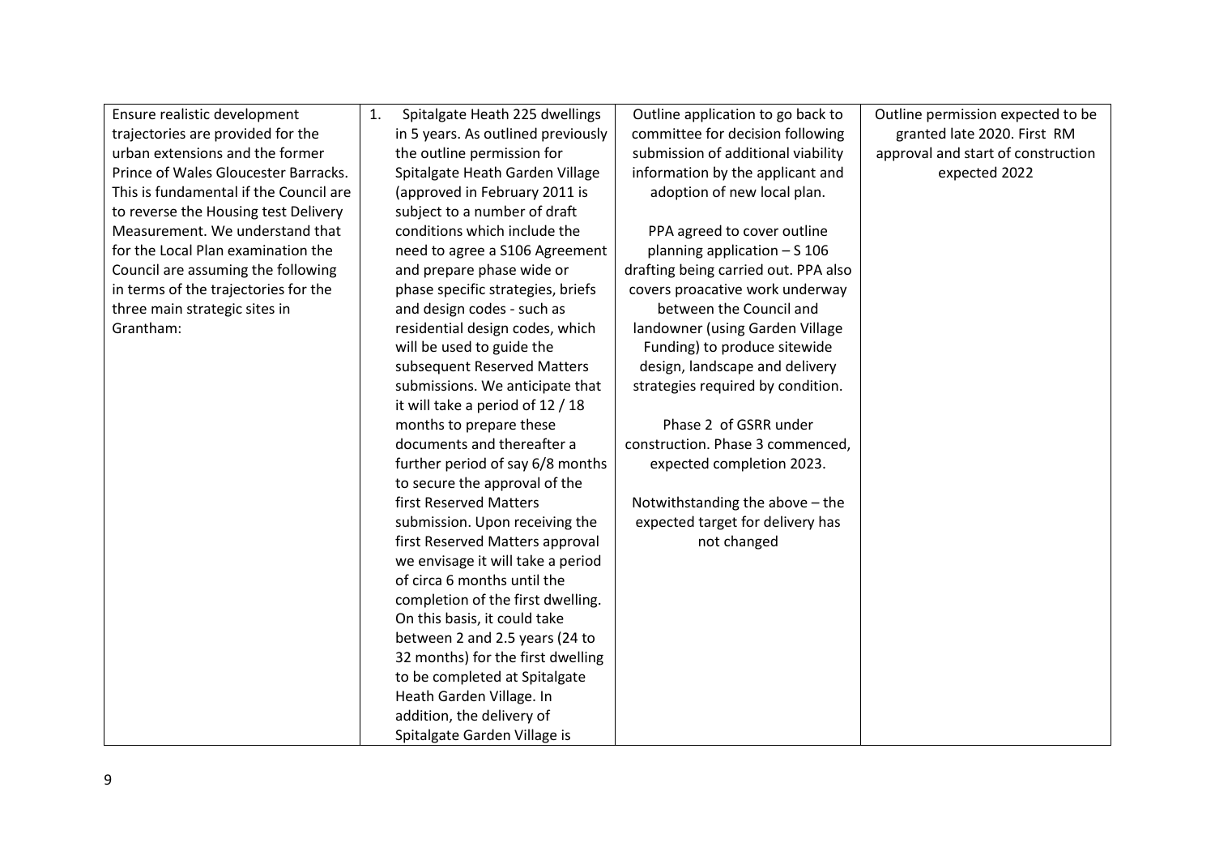| | | | |
|---|---|---|---|
| Ensure realistic development trajectories are provided for the urban extensions and the former Prince of Wales Gloucester Barracks. This is fundamental if the Council are to reverse the Housing test Delivery Measurement. We understand that for the Local Plan examination the Council are assuming the following in terms of the trajectories for the three main strategic sites in Grantham: | 1. Spitalgate Heath 225 dwellings in 5 years. As outlined previously the outline permission for Spitalgate Heath Garden Village (approved in February 2011 is subject to a number of draft conditions which include the need to agree a S106 Agreement and prepare phase wide or phase specific strategies, briefs and design codes - such as residential design codes, which will be used to guide the subsequent Reserved Matters submissions. We anticipate that it will take a period of 12 / 18 months to prepare these documents and thereafter a further period of say 6/8 months to secure the approval of the first Reserved Matters submission. Upon receiving the first Reserved Matters approval we envisage it will take a period of circa 6 months until the completion of the first dwelling. On this basis, it could take between 2 and 2.5 years (24 to 32 months) for the first dwelling to be completed at Spitalgate Heath Garden Village. In addition, the delivery of Spitalgate Garden Village is | Outline application to go back to committee for decision following submission of additional viability information by the applicant and adoption of new local plan.<br><br>PPA agreed to cover outline planning application – S 106 drafting being carried out. PPA also covers proacative work underway between the Council and landowner (using Garden Village Funding) to produce sitewide design, landscape and delivery strategies required by condition.<br><br>Phase 2 of GSRR under construction. Phase 3 commenced, expected completion 2023.<br><br>Notwithstanding the above – the expected target for delivery has not changed | Outline permission expected to be granted late 2020. First RM approval and start of construction expected 2022 |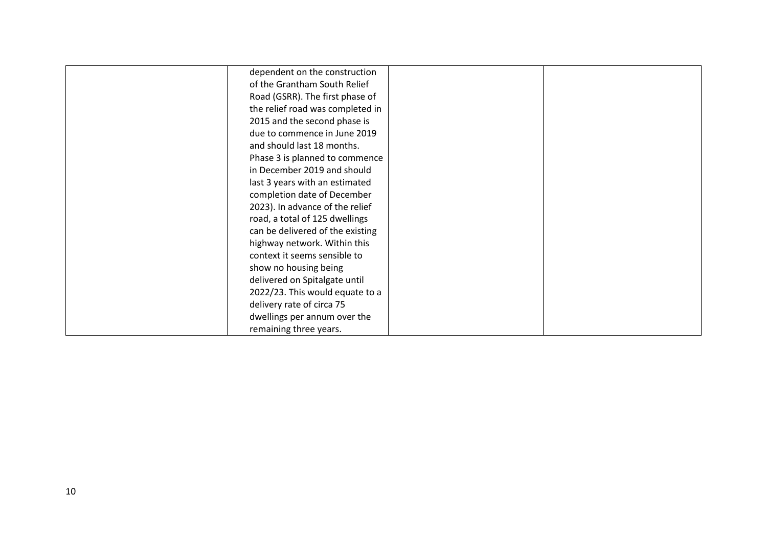| | | | |
|---|---|---|---|
| | dependent on the construction of the Grantham South Relief Road (GSRR). The first phase of the relief road was completed in 2015 and the second phase is due to commence in June 2019 and should last 18 months. Phase 3 is planned to commence in December 2019 and should last 3 years with an estimated completion date of December 2023). In advance of the relief road, a total of 125 dwellings can be delivered of the existing highway network. Within this context it seems sensible to show no housing being delivered on Spitalgate until 2022/23. This would equate to a delivery rate of circa 75 dwellings per annum over the remaining three years. | | |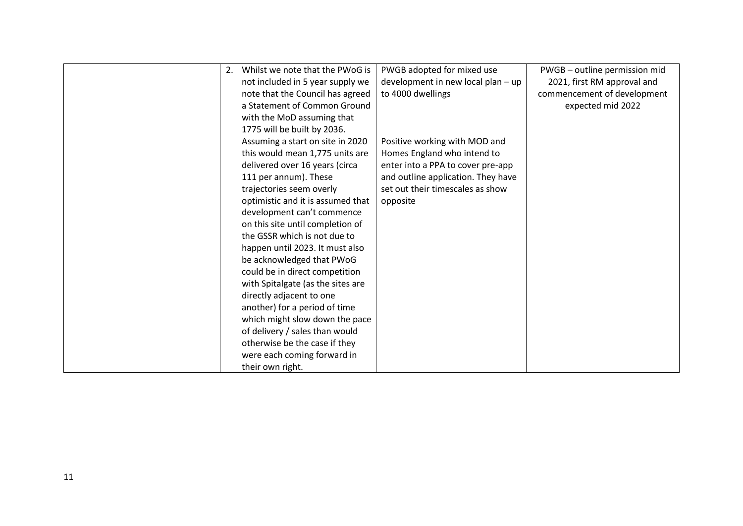| | | | |
|---|---|---|---|
| | 2. Whilst we note that the PWoG is not included in 5 year supply we note that the Council has agreed a Statement of Common Ground with the MoD assuming that 1775 will be built by 2036. Assuming a start on site in 2020 this would mean 1,775 units are delivered over 16 years (circa 111 per annum). These trajectories seem overly optimistic and it is assumed that development can't commence on this site until completion of the GSSR which is not due to happen until 2023. It must also be acknowledged that PWoG could be in direct competition with Spitalgate (as the sites are directly adjacent to one another) for a period of time which might slow down the pace of delivery / sales than would otherwise be the case if they were each coming forward in their own right. | PWGB adopted for mixed use development in new local plan – up to 4000 dwellings<br><br>Positive working with MOD and Homes England who intend to enter into a PPA to cover pre-app and outline application. They have set out their timescales as show opposite | PWGB – outline permission mid 2021, first RM approval and commencement of development expected mid 2022 |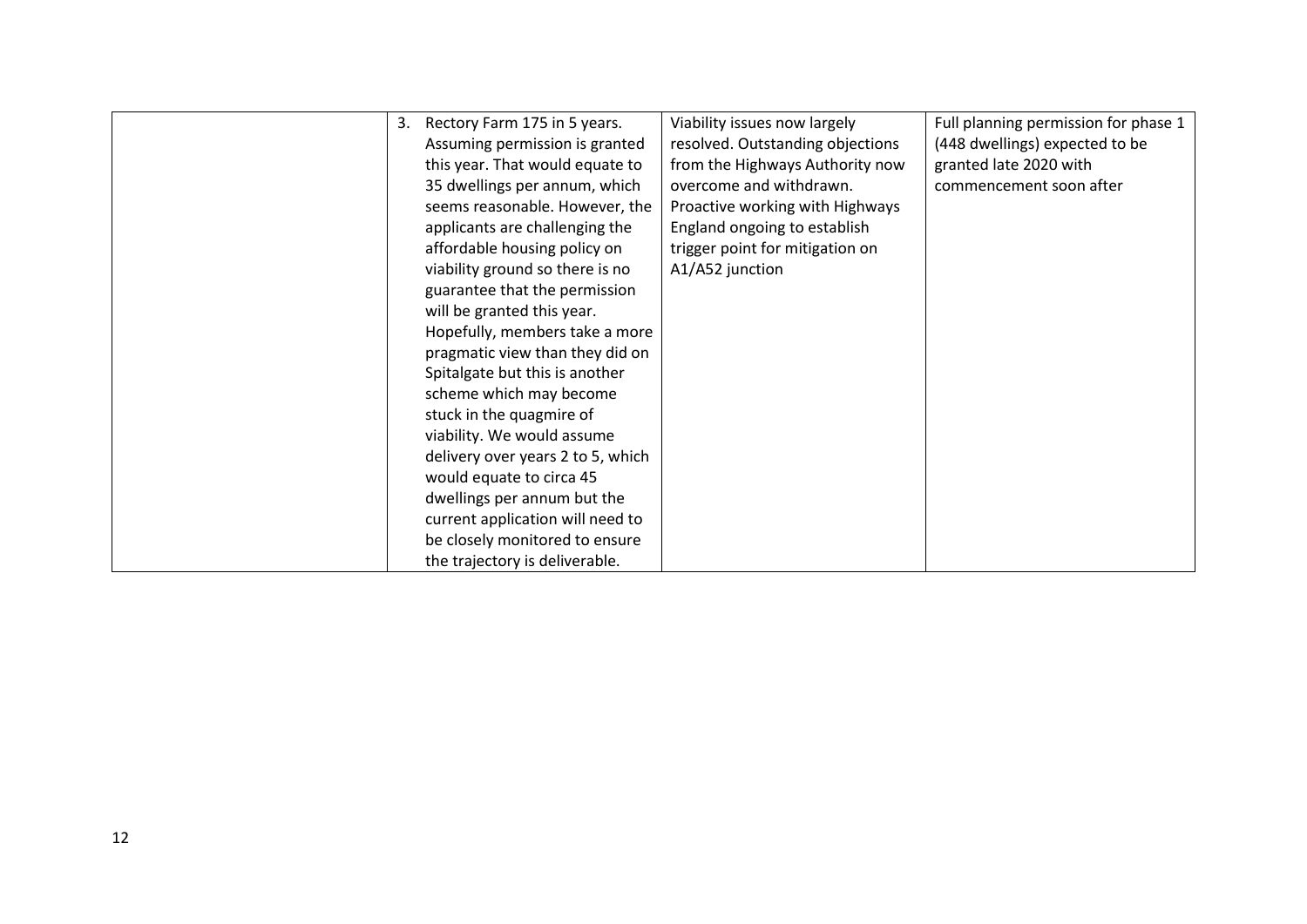| | | | |
|---|---|---|---|
| | 3. Rectory Farm 175 in 5 years. Assuming permission is granted this year. That would equate to 35 dwellings per annum, which seems reasonable. However, the applicants are challenging the affordable housing policy on viability ground so there is no guarantee that the permission will be granted this year. Hopefully, members take a more pragmatic view than they did on Spitalgate but this is another scheme which may become stuck in the quagmire of viability. We would assume delivery over years 2 to 5, which would equate to circa 45 dwellings per annum but the current application will need to be closely monitored to ensure the trajectory is deliverable. | Viability issues now largely resolved. Outstanding objections from the Highways Authority now overcome and withdrawn. Proactive working with Highways England ongoing to establish trigger point for mitigation on A1/A52 junction | Full planning permission for phase 1 (448 dwellings) expected to be granted late 2020 with commencement soon after |